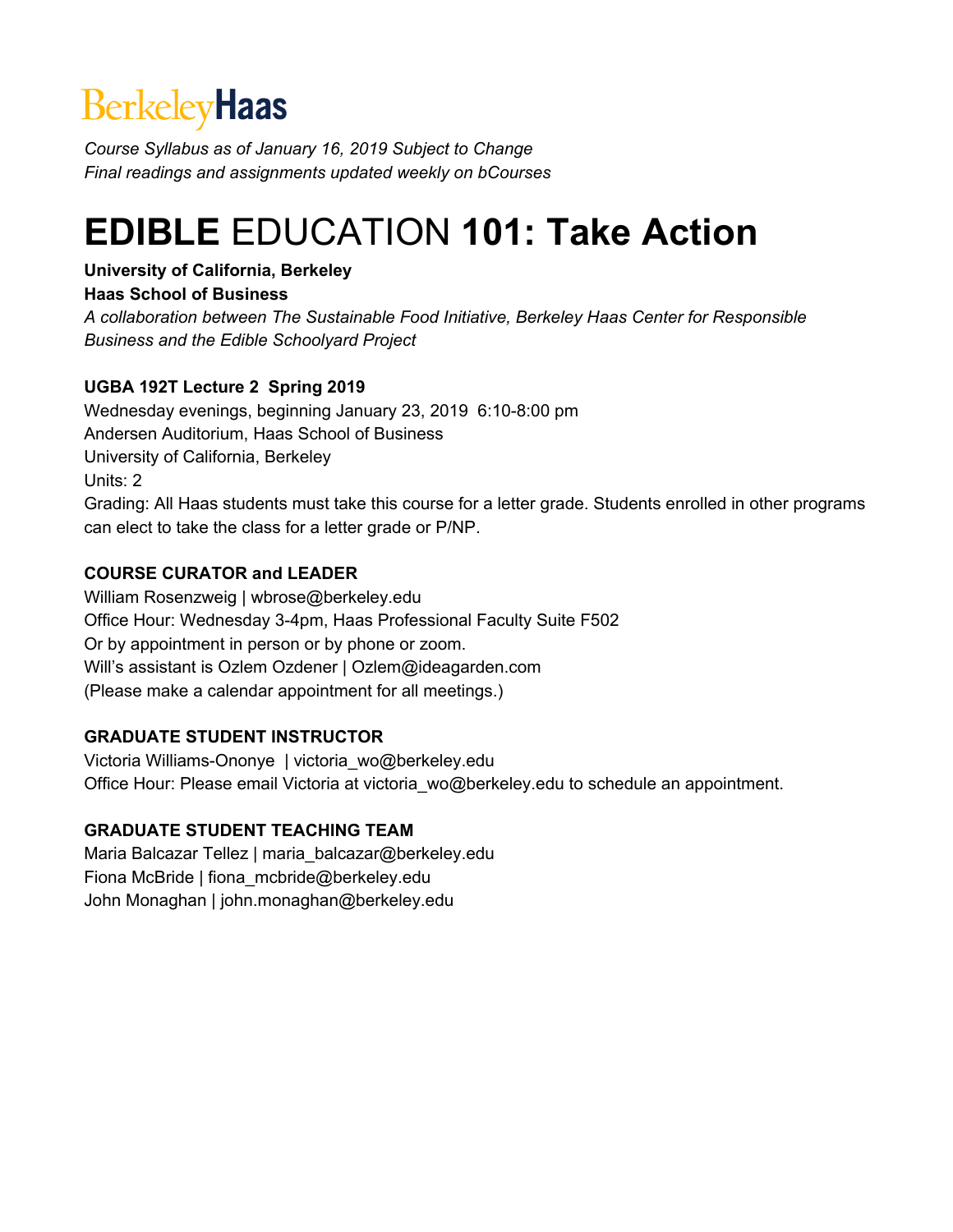BerkeleyHaas

*Course Syllabus as of January 16, 2019 Subject to Change*
*Final readings and assignments updated weekly on bCourses*

# **EDIBLE** EDUCATION **101: Take Action**

**University of California, Berkeley**
**Haas School of Business**
*A collaboration between The Sustainable Food Initiative, Berkeley Haas Center for Responsible Business and the Edible Schoolyard Project*

**UGBA 192T Lecture 2 Spring 2019**
Wednesday evenings, beginning January 23, 2019 6:10-8:00 pm
Andersen Auditorium, Haas School of Business
University of California, Berkeley
Units: 2
Grading: All Haas students must take this course for a letter grade. Students enrolled in other programs can elect to take the class for a letter grade or P/NP.

**COURSE CURATOR and LEADER**
William Rosenzweig | wbrose@berkeley.edu
Office Hour: Wednesday 3-4pm, Haas Professional Faculty Suite F502
Or by appointment in person or by phone or zoom.
Will's assistant is Ozlem Ozdener | Ozlem@ideagarden.com
(Please make a calendar appointment for all meetings.)

**GRADUATE STUDENT INSTRUCTOR**
Victoria Williams-Ononye | victoria_wo@berkeley.edu
Office Hour: Please email Victoria at victoria_wo@berkeley.edu to schedule an appointment.

**GRADUATE STUDENT TEACHING TEAM**
Maria Balcazar Tellez | maria_balcazar@berkeley.edu
Fiona McBride | fiona_mcbride@berkeley.edu
John Monaghan | john.monaghan@berkeley.edu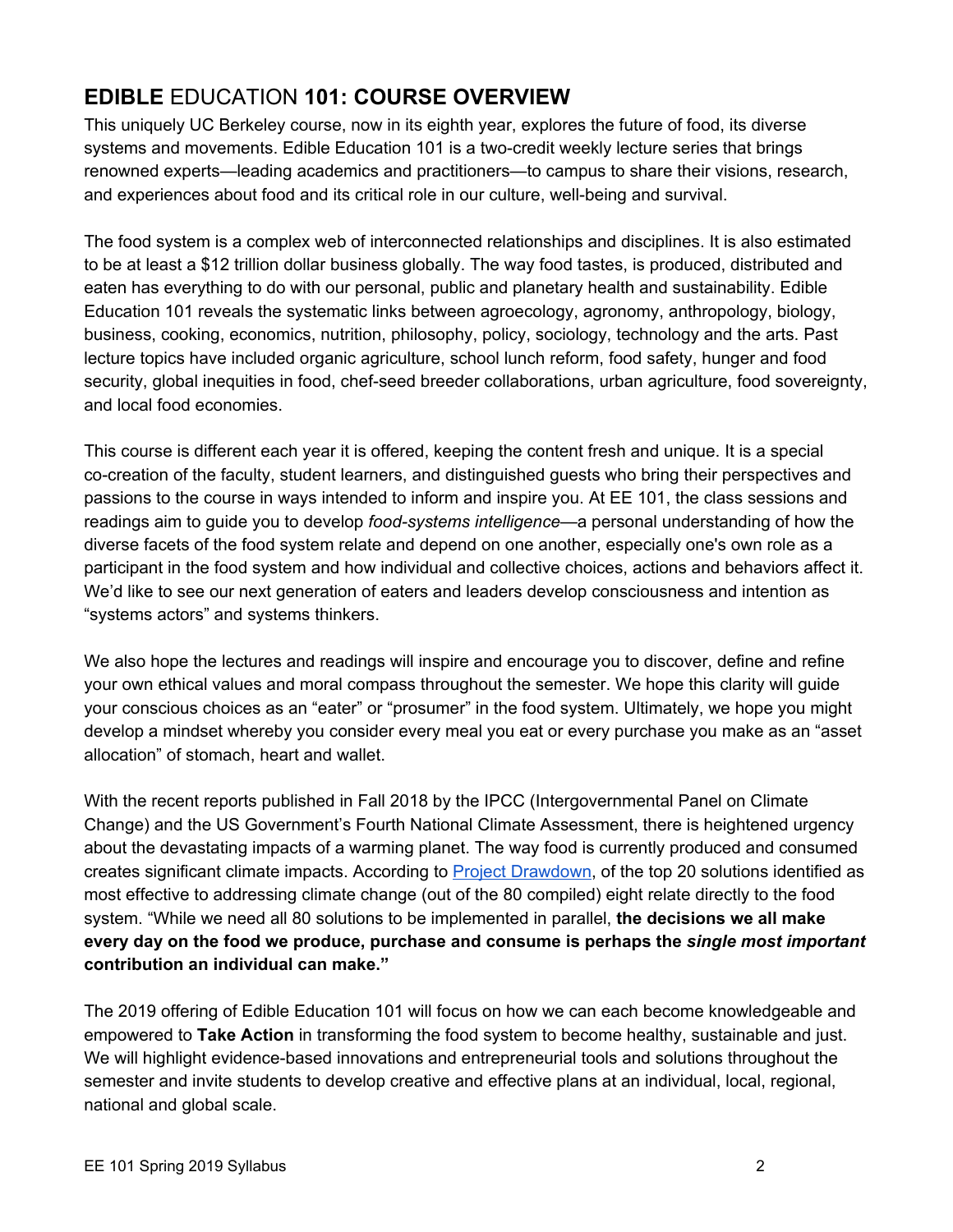## **EDIBLE** EDUCATION **101: COURSE OVERVIEW**

This uniquely UC Berkeley course, now in its eighth year, explores the future of food, its diverse systems and movements. Edible Education 101 is a two-credit weekly lecture series that brings renowned experts—leading academics and practitioners—to campus to share their visions, research, and experiences about food and its critical role in our culture, well-being and survival.

The food system is a complex web of interconnected relationships and disciplines. It is also estimated to be at least a $12 trillion dollar business globally. The way food tastes, is produced, distributed and eaten has everything to do with our personal, public and planetary health and sustainability. Edible Education 101 reveals the systematic links between agroecology, agronomy, anthropology, biology, business, cooking, economics, nutrition, philosophy, policy, sociology, technology and the arts. Past lecture topics have included organic agriculture, school lunch reform, food safety, hunger and food security, global inequities in food, chef-seed breeder collaborations, urban agriculture, food sovereignty, and local food economies.

This course is different each year it is offered, keeping the content fresh and unique. It is a special co-creation of the faculty, student learners, and distinguished guests who bring their perspectives and passions to the course in ways intended to inform and inspire you. At EE 101, the class sessions and readings aim to guide you to develop *food-systems intelligence*—a personal understanding of how the diverse facets of the food system relate and depend on one another, especially one's own role as a participant in the food system and how individual and collective choices, actions and behaviors affect it. We'd like to see our next generation of eaters and leaders develop consciousness and intention as "systems actors" and systems thinkers.

We also hope the lectures and readings will inspire and encourage you to discover, define and refine your own ethical values and moral compass throughout the semester. We hope this clarity will guide your conscious choices as an "eater" or "prosumer" in the food system. Ultimately, we hope you might develop a mindset whereby you consider every meal you eat or every purchase you make as an "asset allocation" of stomach, heart and wallet.

With the recent reports published in Fall 2018 by the IPCC (Intergovernmental Panel on Climate Change) and the US Government's Fourth National Climate Assessment, there is heightened urgency about the devastating impacts of a warming planet. The way food is currently produced and consumed creates significant climate impacts. According to [Project Drawdown](), of the top 20 solutions identified as most effective to addressing climate change (out of the 80 compiled) eight relate directly to the food system. "While we need all 80 solutions to be implemented in parallel, **the decisions we all make every day on the food we produce, purchase and consume is perhaps the *single most important* contribution an individual can make."**

The 2019 offering of Edible Education 101 will focus on how we can each become knowledgeable and empowered to **Take Action** in transforming the food system to become healthy, sustainable and just. We will highlight evidence-based innovations and entrepreneurial tools and solutions throughout the semester and invite students to develop creative and effective plans at an individual, local, regional, national and global scale.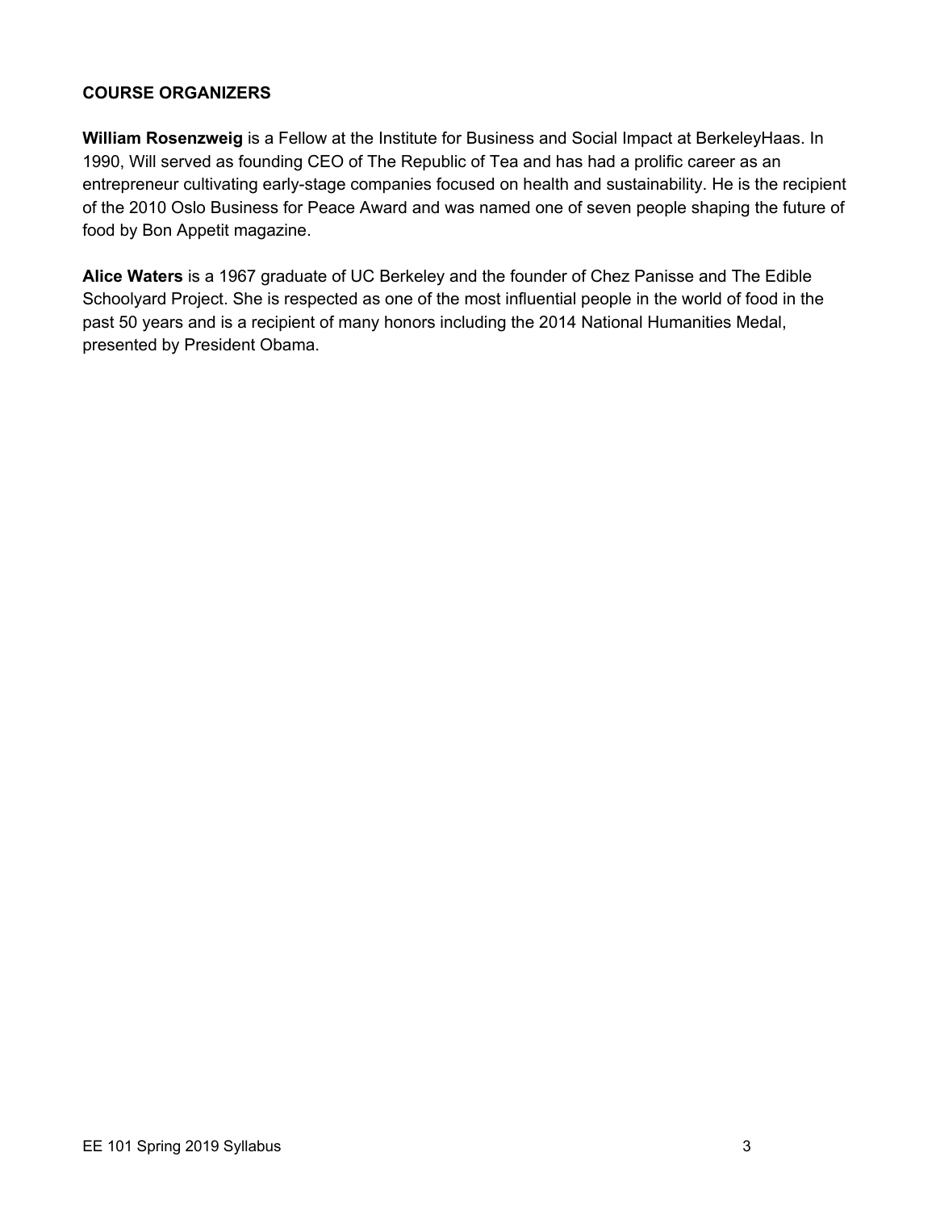## COURSE ORGANIZERS

**William Rosenzweig** is a Fellow at the Institute for Business and Social Impact at BerkeleyHaas. In 1990, Will served as founding CEO of The Republic of Tea and has had a prolific career as an entrepreneur cultivating early-stage companies focused on health and sustainability. He is the recipient of the 2010 Oslo Business for Peace Award and was named one of seven people shaping the future of food by Bon Appetit magazine.

**Alice Waters** is a 1967 graduate of UC Berkeley and the founder of Chez Panisse and The Edible Schoolyard Project. She is respected as one of the most influential people in the world of food in the past 50 years and is a recipient of many honors including the 2014 National Humanities Medal, presented by President Obama.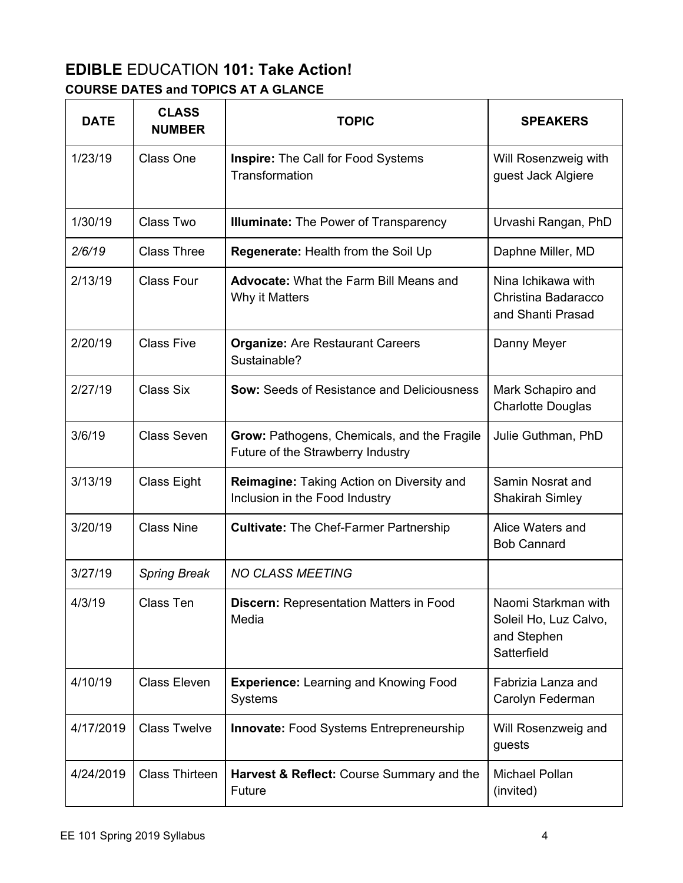# **EDIBLE** EDUCATION **101: Take Action!**

### COURSE DATES and TOPICS AT A GLANCE

| DATE | CLASS NUMBER | TOPIC | SPEAKERS |
|---|---|---|---|
| 1/23/19 | Class One | **Inspire:** The Call for Food Systems Transformation | Will Rosenzweig with guest Jack Algiere |
| 1/30/19 | Class Two | **Illuminate:** The Power of Transparency | Urvashi Rangan, PhD |
| *2/6/19* | Class Three | **Regenerate:** Health from the Soil Up | Daphne Miller, MD |
| 2/13/19 | Class Four | **Advocate:** What the Farm Bill Means and Why it Matters | Nina Ichikawa with Christina Badaracco and Shanti Prasad |
| 2/20/19 | Class Five | **Organize:** Are Restaurant Careers Sustainable? | Danny Meyer |
| 2/27/19 | Class Six | **Sow:** Seeds of Resistance and Deliciousness | Mark Schapiro and Charlotte Douglas |
| 3/6/19 | Class Seven | **Grow:** Pathogens, Chemicals, and the Fragile Future of the Strawberry Industry | Julie Guthman, PhD |
| 3/13/19 | Class Eight | **Reimagine:** Taking Action on Diversity and Inclusion in the Food Industry | Samin Nosrat and Shakirah Simley |
| 3/20/19 | Class Nine | **Cultivate:** The Chef-Farmer Partnership | Alice Waters and Bob Cannard |
| 3/27/19 | *Spring Break* | *NO CLASS MEETING* | |
| 4/3/19 | Class Ten | **Discern:** Representation Matters in Food Media | Naomi Starkman with Soleil Ho, Luz Calvo, and Stephen Satterfield |
| 4/10/19 | Class Eleven | **Experience:** Learning and Knowing Food Systems | Fabrizia Lanza and Carolyn Federman |
| 4/17/2019 | Class Twelve | **Innovate:** Food Systems Entrepreneurship | Will Rosenzweig and guests |
| 4/24/2019 | Class Thirteen | **Harvest & Reflect:** Course Summary and the Future | Michael Pollan (invited) |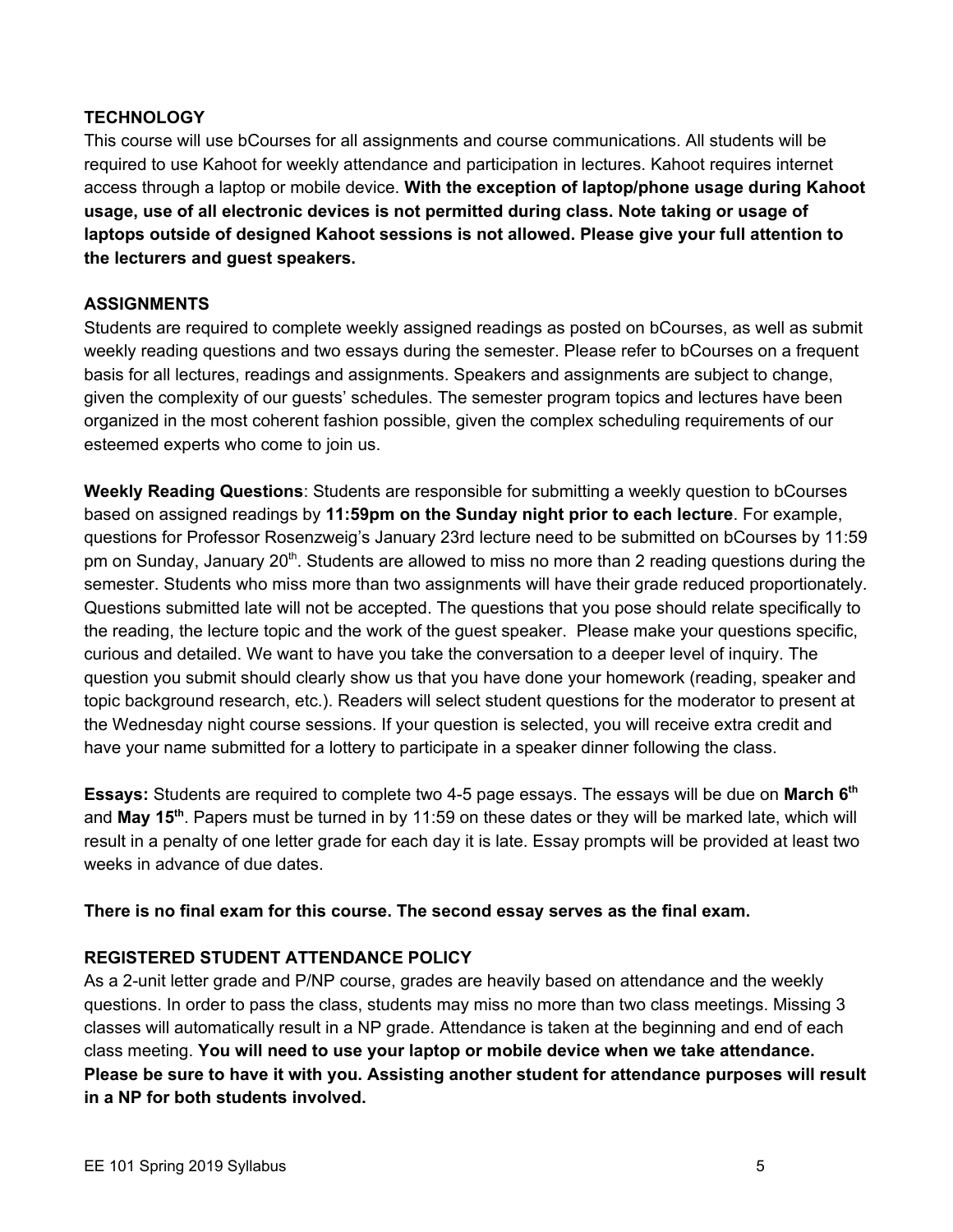## TECHNOLOGY

This course will use bCourses for all assignments and course communications. All students will be required to use Kahoot for weekly attendance and participation in lectures. Kahoot requires internet access through a laptop or mobile device. **With the exception of laptop/phone usage during Kahoot usage, use of all electronic devices is not permitted during class. Note taking or usage of laptops outside of designed Kahoot sessions is not allowed. Please give your full attention to the lecturers and guest speakers.**

## ASSIGNMENTS

Students are required to complete weekly assigned readings as posted on bCourses, as well as submit weekly reading questions and two essays during the semester. Please refer to bCourses on a frequent basis for all lectures, readings and assignments. Speakers and assignments are subject to change, given the complexity of our guests' schedules. The semester program topics and lectures have been organized in the most coherent fashion possible, given the complex scheduling requirements of our esteemed experts who come to join us.

**Weekly Reading Questions**: Students are responsible for submitting a weekly question to bCourses based on assigned readings by **11:59pm on the Sunday night prior to each lecture**. For example, questions for Professor Rosenzweig's January 23rd lecture need to be submitted on bCourses by 11:59 pm on Sunday, January 20th. Students are allowed to miss no more than 2 reading questions during the semester. Students who miss more than two assignments will have their grade reduced proportionately. Questions submitted late will not be accepted. The questions that you pose should relate specifically to the reading, the lecture topic and the work of the guest speaker. Please make your questions specific, curious and detailed. We want to have you take the conversation to a deeper level of inquiry. The question you submit should clearly show us that you have done your homework (reading, speaker and topic background research, etc.). Readers will select student questions for the moderator to present at the Wednesday night course sessions. If your question is selected, you will receive extra credit and have your name submitted for a lottery to participate in a speaker dinner following the class.

**Essays:** Students are required to complete two 4-5 page essays. The essays will be due on **March 6th** and **May 15th**. Papers must be turned in by 11:59 on these dates or they will be marked late, which will result in a penalty of one letter grade for each day it is late. Essay prompts will be provided at least two weeks in advance of due dates.

**There is no final exam for this course. The second essay serves as the final exam.**

## REGISTERED STUDENT ATTENDANCE POLICY

As a 2-unit letter grade and P/NP course, grades are heavily based on attendance and the weekly questions. In order to pass the class, students may miss no more than two class meetings. Missing 3 classes will automatically result in a NP grade. Attendance is taken at the beginning and end of each class meeting. **You will need to use your laptop or mobile device when we take attendance. Please be sure to have it with you. Assisting another student for attendance purposes will result in a NP for both students involved.**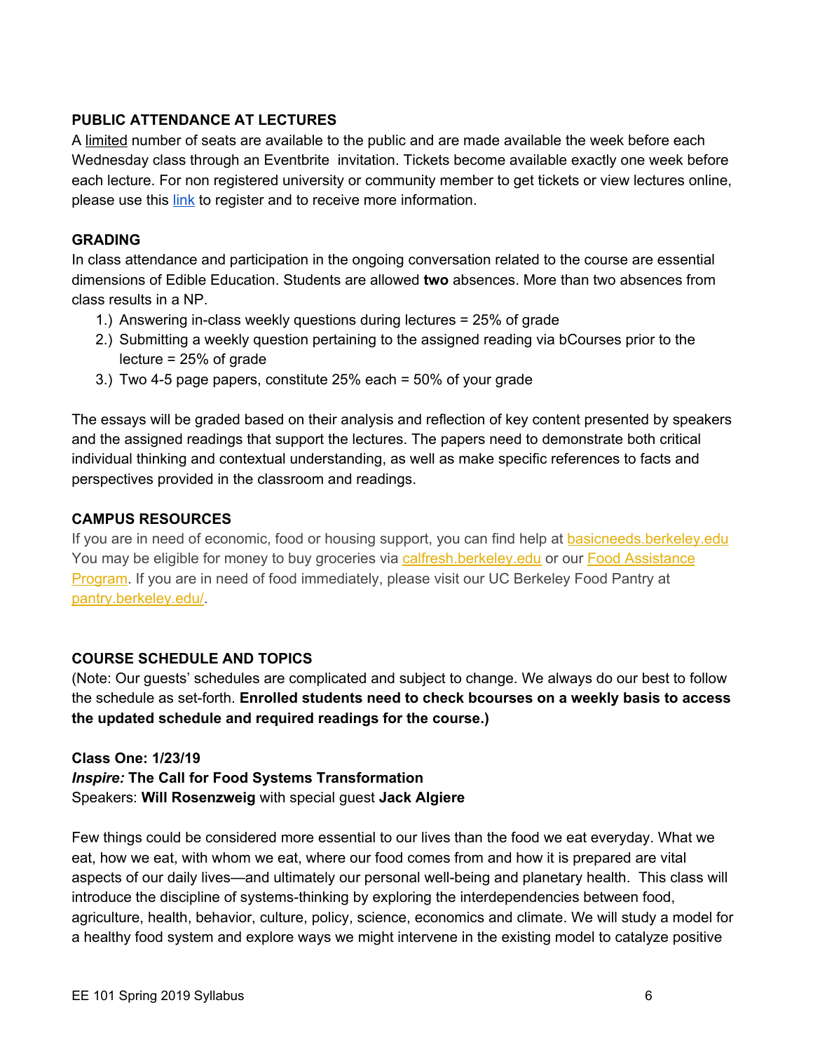### PUBLIC ATTENDANCE AT LECTURES

A limited number of seats are available to the public and are made available the week before each Wednesday class through an Eventbrite invitation. Tickets become available exactly one week before each lecture. For non registered university or community member to get tickets or view lectures online, please use this link to register and to receive more information.

### GRADING

In class attendance and participation in the ongoing conversation related to the course are essential dimensions of Edible Education. Students are allowed **two** absences. More than two absences from class results in a NP.

1.) Answering in-class weekly questions during lectures = 25% of grade
2.) Submitting a weekly question pertaining to the assigned reading via bCourses prior to the lecture = 25% of grade
3.) Two 4-5 page papers, constitute 25% each = 50% of your grade

The essays will be graded based on their analysis and reflection of key content presented by speakers and the assigned readings that support the lectures. The papers need to demonstrate both critical individual thinking and contextual understanding, as well as make specific references to facts and perspectives provided in the classroom and readings.

### CAMPUS RESOURCES

If you are in need of economic, food or housing support, you can find help at basicneeds.berkeley.edu You may be eligible for money to buy groceries via calfresh.berkeley.edu or our Food Assistance Program. If you are in need of food immediately, please visit our UC Berkeley Food Pantry at pantry.berkeley.edu/.

### COURSE SCHEDULE AND TOPICS

(Note: Our guests' schedules are complicated and subject to change. We always do our best to follow the schedule as set-forth. **Enrolled students need to check bcourses on a weekly basis to access the updated schedule and required readings for the course.)**

**Class One: 1/23/19**
***Inspire:* The Call for Food Systems Transformation**
Speakers: **Will Rosenzweig** with special guest **Jack Algiere**

Few things could be considered more essential to our lives than the food we eat everyday. What we eat, how we eat, with whom we eat, where our food comes from and how it is prepared are vital aspects of our daily lives—and ultimately our personal well-being and planetary health. This class will introduce the discipline of systems-thinking by exploring the interdependencies between food, agriculture, health, behavior, culture, policy, science, economics and climate. We will study a model for a healthy food system and explore ways we might intervene in the existing model to catalyze positive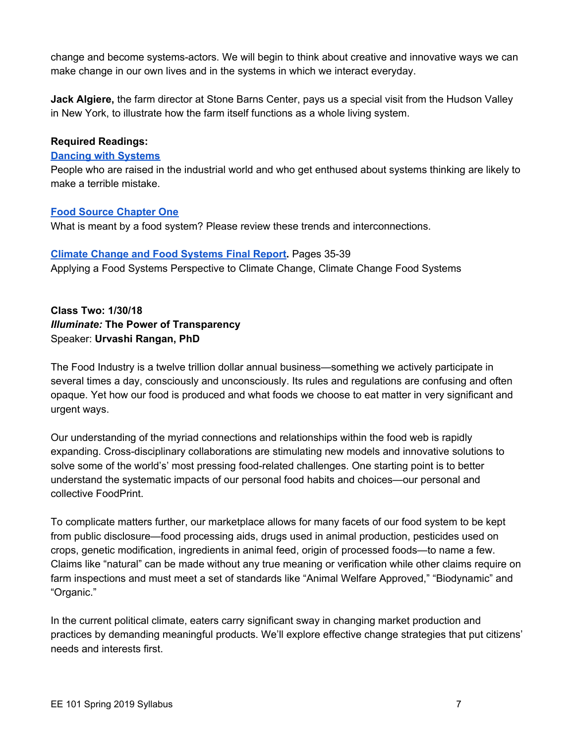change and become systems-actors. We will begin to think about creative and innovative ways we can make change in our own lives and in the systems in which we interact everyday.

**Jack Algiere,** the farm director at Stone Barns Center, pays us a special visit from the Hudson Valley in New York, to illustrate how the farm itself functions as a whole living system.

**Required Readings:**

**Dancing with Systems**
People who are raised in the industrial world and who get enthused about systems thinking are likely to make a terrible mistake.

**Food Source Chapter One**
What is meant by a food system? Please review these trends and interconnections.

**Climate Change and Food Systems Final Report.** Pages 35-39
Applying a Food Systems Perspective to Climate Change, Climate Change Food Systems

**Class Two: 1/30/18**
***Illuminate:* The Power of Transparency**
Speaker: **Urvashi Rangan, PhD**

The Food Industry is a twelve trillion dollar annual business—something we actively participate in several times a day, consciously and unconsciously. Its rules and regulations are confusing and often opaque. Yet how our food is produced and what foods we choose to eat matter in very significant and urgent ways.

Our understanding of the myriad connections and relationships within the food web is rapidly expanding. Cross-disciplinary collaborations are stimulating new models and innovative solutions to solve some of the world's' most pressing food-related challenges. One starting point is to better understand the systematic impacts of our personal food habits and choices—our personal and collective FoodPrint.

To complicate matters further, our marketplace allows for many facets of our food system to be kept from public disclosure—food processing aids, drugs used in animal production, pesticides used on crops, genetic modification, ingredients in animal feed, origin of processed foods—to name a few. Claims like "natural" can be made without any true meaning or verification while other claims require on farm inspections and must meet a set of standards like "Animal Welfare Approved," "Biodynamic" and "Organic."

In the current political climate, eaters carry significant sway in changing market production and practices by demanding meaningful products. We'll explore effective change strategies that put citizens' needs and interests first.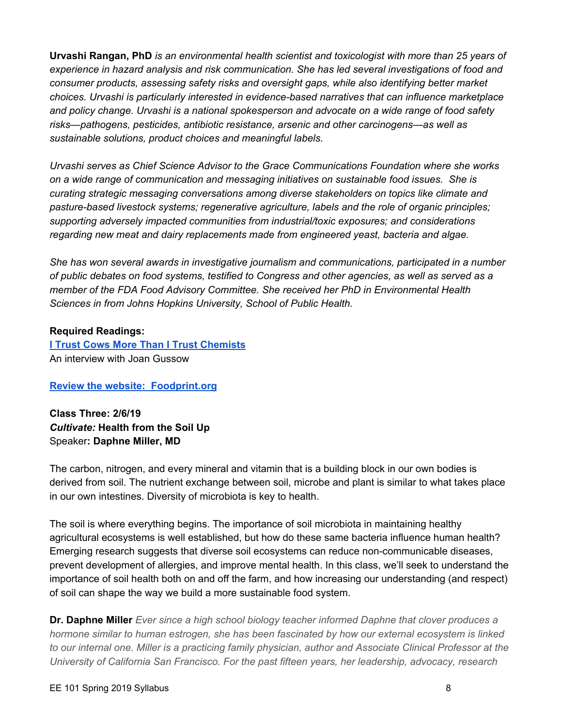**Urvashi Rangan, PhD** *is an environmental health scientist and toxicologist with more than 25 years of experience in hazard analysis and risk communication. She has led several investigations of food and consumer products, assessing safety risks and oversight gaps, while also identifying better market choices. Urvashi is particularly interested in evidence-based narratives that can influence marketplace and policy change. Urvashi is a national spokesperson and advocate on a wide range of food safety risks—pathogens, pesticides, antibiotic resistance, arsenic and other carcinogens—as well as sustainable solutions, product choices and meaningful labels.*

*Urvashi serves as Chief Science Advisor to the Grace Communications Foundation where she works on a wide range of communication and messaging initiatives on sustainable food issues. She is curating strategic messaging conversations among diverse stakeholders on topics like climate and pasture-based livestock systems; regenerative agriculture, labels and the role of organic principles; supporting adversely impacted communities from industrial/toxic exposures; and considerations regarding new meat and dairy replacements made from engineered yeast, bacteria and algae.*

*She has won several awards in investigative journalism and communications, participated in a number of public debates on food systems, testified to Congress and other agencies, as well as served as a member of the FDA Food Advisory Committee. She received her PhD in Environmental Health Sciences in from Johns Hopkins University, School of Public Health.*

**Required Readings:**
**I Trust Cows More Than I Trust Chemists**
An interview with Joan Gussow

**Review the website: Foodprint.org**

**Class Three: 2/6/19**
***Cultivate:* Health from the Soil Up**
Speaker**: Daphne Miller, MD**

The carbon, nitrogen, and every mineral and vitamin that is a building block in our own bodies is derived from soil. The nutrient exchange between soil, microbe and plant is similar to what takes place in our own intestines. Diversity of microbiota is key to health.

The soil is where everything begins. The importance of soil microbiota in maintaining healthy agricultural ecosystems is well established, but how do these same bacteria influence human health? Emerging research suggests that diverse soil ecosystems can reduce non-communicable diseases, prevent development of allergies, and improve mental health. In this class, we'll seek to understand the importance of soil health both on and off the farm, and how increasing our understanding (and respect) of soil can shape the way we build a more sustainable food system.

**Dr. Daphne Miller** *Ever since a high school biology teacher informed Daphne that clover produces a hormone similar to human estrogen, she has been fascinated by how our external ecosystem is linked to our internal one. Miller is a practicing family physician, author and Associate Clinical Professor at the University of California San Francisco. For the past fifteen years, her leadership, advocacy, research*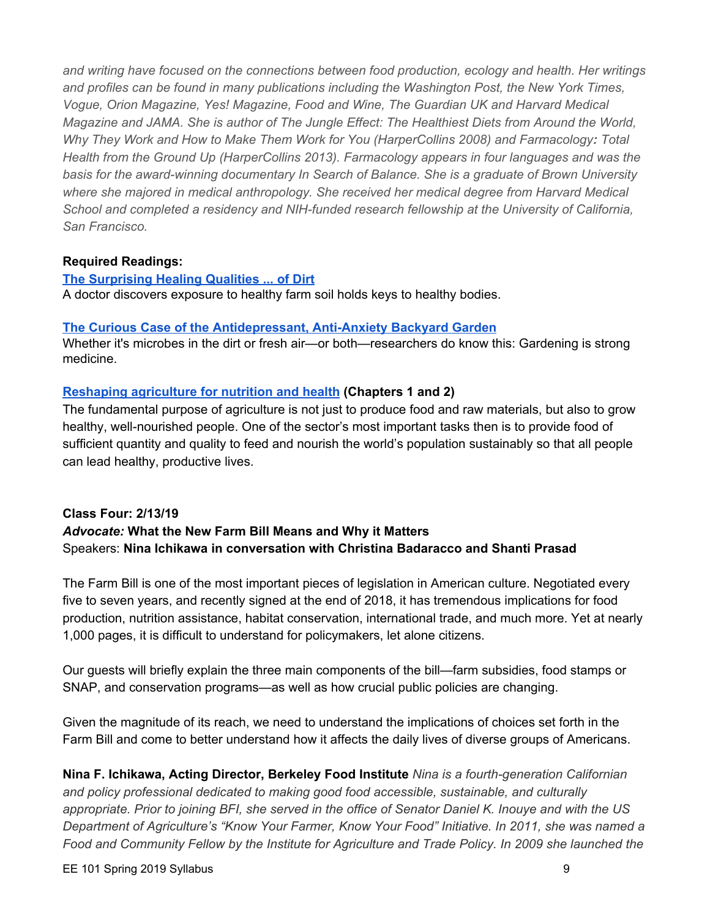*and writing have focused on the connections between food production, ecology and health. Her writings and profiles can be found in many publications including the Washington Post, the New York Times, Vogue, Orion Magazine, Yes! Magazine, Food and Wine, The Guardian UK and Harvard Medical Magazine and JAMA. She is author of The Jungle Effect: The Healthiest Diets from Around the World, Why They Work and How to Make Them Work for You (HarperCollins 2008) and Farmacology: Total Health from the Ground Up (HarperCollins 2013). Farmacology appears in four languages and was the basis for the award-winning documentary In Search of Balance. She is a graduate of Brown University where she majored in medical anthropology. She received her medical degree from Harvard Medical School and completed a residency and NIH-funded research fellowship at the University of California, San Francisco.*

**Required Readings:**

**The Surprising Healing Qualities ... of Dirt**
A doctor discovers exposure to healthy farm soil holds keys to healthy bodies.

**The Curious Case of the Antidepressant, Anti-Anxiety Backyard Garden**
Whether it's microbes in the dirt or fresh air—or both—researchers do know this: Gardening is strong medicine.

**Reshaping agriculture for nutrition and health (Chapters 1 and 2)**
The fundamental purpose of agriculture is not just to produce food and raw materials, but also to grow healthy, well-nourished people. One of the sector's most important tasks then is to provide food of sufficient quantity and quality to feed and nourish the world's population sustainably so that all people can lead healthy, productive lives.

**Class Four: 2/13/19**
***Advocate:* What the New Farm Bill Means and Why it Matters**
Speakers: **Nina Ichikawa in conversation with Christina Badaracco and Shanti Prasad**

The Farm Bill is one of the most important pieces of legislation in American culture. Negotiated every five to seven years, and recently signed at the end of 2018, it has tremendous implications for food production, nutrition assistance, habitat conservation, international trade, and much more. Yet at nearly 1,000 pages, it is difficult to understand for policymakers, let alone citizens.

Our guests will briefly explain the three main components of the bill—farm subsidies, food stamps or SNAP, and conservation programs—as well as how crucial public policies are changing.

Given the magnitude of its reach, we need to understand the implications of choices set forth in the Farm Bill and come to better understand how it affects the daily lives of diverse groups of Americans.

**Nina F. Ichikawa, Acting Director, Berkeley Food Institute** *Nina is a fourth-generation Californian and policy professional dedicated to making good food accessible, sustainable, and culturally appropriate. Prior to joining BFI, she served in the office of Senator Daniel K. Inouye and with the US Department of Agriculture's "Know Your Farmer, Know Your Food" Initiative. In 2011, she was named a Food and Community Fellow by the Institute for Agriculture and Trade Policy. In 2009 she launched the*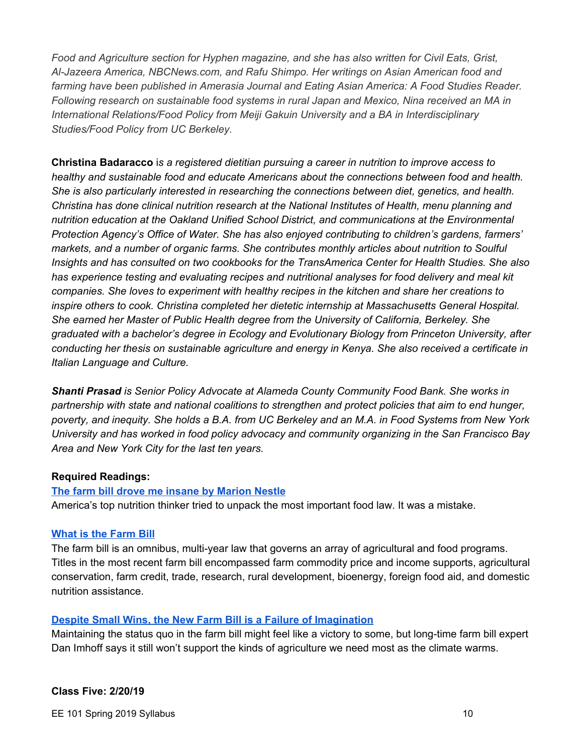*Food and Agriculture section for Hyphen magazine, and she has also written for Civil Eats, Grist, Al-Jazeera America, NBCNews.com, and Rafu Shimpo. Her writings on Asian American food and farming have been published in Amerasia Journal and Eating Asian America: A Food Studies Reader. Following research on sustainable food systems in rural Japan and Mexico, Nina received an MA in International Relations/Food Policy from Meiji Gakuin University and a BA in Interdisciplinary Studies/Food Policy from UC Berkeley.*

**Christina Badaracco** i*s a registered dietitian pursuing a career in nutrition to improve access to healthy and sustainable food and educate Americans about the connections between food and health. She is also particularly interested in researching the connections between diet, genetics, and health. Christina has done clinical nutrition research at the National Institutes of Health, menu planning and nutrition education at the Oakland Unified School District, and communications at the Environmental Protection Agency's Office of Water. She has also enjoyed contributing to children's gardens, farmers' markets, and a number of organic farms. She contributes monthly articles about nutrition to Soulful Insights and has consulted on two cookbooks for the TransAmerica Center for Health Studies. She also has experience testing and evaluating recipes and nutritional analyses for food delivery and meal kit companies. She loves to experiment with healthy recipes in the kitchen and share her creations to inspire others to cook. Christina completed her dietetic internship at Massachusetts General Hospital. She earned her Master of Public Health degree from the University of California, Berkeley. She graduated with a bachelor's degree in Ecology and Evolutionary Biology from Princeton University, after conducting her thesis on sustainable agriculture and energy in Kenya. She also received a certificate in Italian Language and Culture.*

***Shanti Prasad** is Senior Policy Advocate at Alameda County Community Food Bank. She works in partnership with state and national coalitions to strengthen and protect policies that aim to end hunger, poverty, and inequity. She holds a B.A. from UC Berkeley and an M.A. in Food Systems from New York University and has worked in food policy advocacy and community organizing in the San Francisco Bay Area and New York City for the last ten years.*

**Required Readings:**

**The farm bill drove me insane by Marion Nestle**
America's top nutrition thinker tried to unpack the most important food law. It was a mistake.

**What is the Farm Bill**
The farm bill is an omnibus, multi-year law that governs an array of agricultural and food programs. Titles in the most recent farm bill encompassed farm commodity price and income supports, agricultural conservation, farm credit, trade, research, rural development, bioenergy, foreign food aid, and domestic nutrition assistance.

**Despite Small Wins, the New Farm Bill is a Failure of Imagination**
Maintaining the status quo in the farm bill might feel like a victory to some, but long-time farm bill expert Dan Imhoff says it still won't support the kinds of agriculture we need most as the climate warms.

**Class Five: 2/20/19**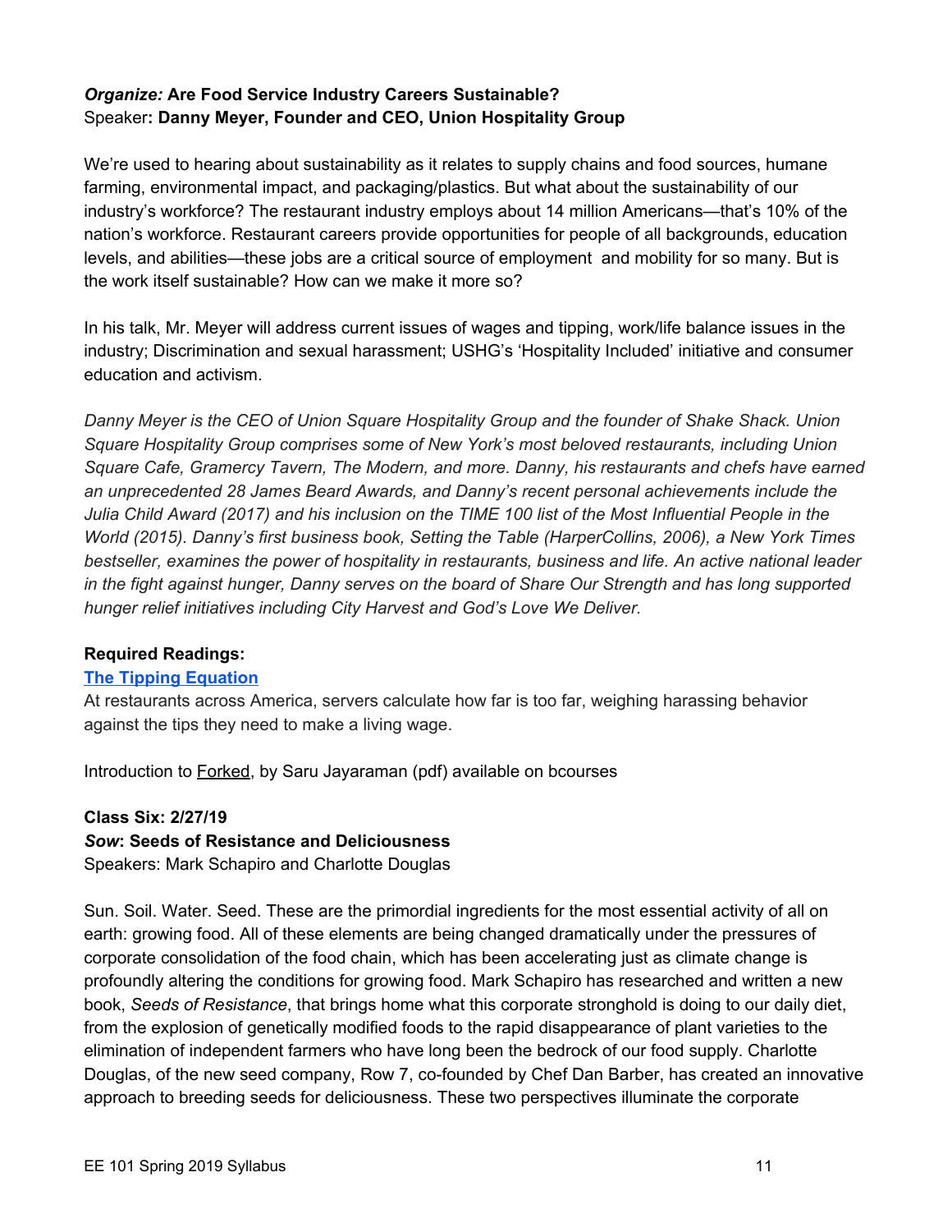***Organize:* Are Food Service Industry Careers Sustainable?**
Speaker**: Danny Meyer, Founder and CEO, Union Hospitality Group**

We're used to hearing about sustainability as it relates to supply chains and food sources, humane farming, environmental impact, and packaging/plastics. But what about the sustainability of our industry's workforce? The restaurant industry employs about 14 million Americans—that's 10% of the nation's workforce. Restaurant careers provide opportunities for people of all backgrounds, education levels, and abilities—these jobs are a critical source of employment and mobility for so many. But is the work itself sustainable? How can we make it more so?

In his talk, Mr. Meyer will address current issues of wages and tipping, work/life balance issues in the industry; Discrimination and sexual harassment; USHG's 'Hospitality Included' initiative and consumer education and activism.

*Danny Meyer is the CEO of Union Square Hospitality Group and the founder of Shake Shack. Union Square Hospitality Group comprises some of New York's most beloved restaurants, including Union Square Cafe, Gramercy Tavern, The Modern, and more. Danny, his restaurants and chefs have earned an unprecedented 28 James Beard Awards, and Danny's recent personal achievements include the Julia Child Award (2017) and his inclusion on the TIME 100 list of the Most Influential People in the World (2015). Danny's first business book, Setting the Table (HarperCollins, 2006), a New York Times bestseller, examines the power of hospitality in restaurants, business and life. An active national leader in the fight against hunger, Danny serves on the board of Share Our Strength and has long supported hunger relief initiatives including City Harvest and God's Love We Deliver.*

**Required Readings:**

**The Tipping Equation**

At restaurants across America, servers calculate how far is too far, weighing harassing behavior against the tips they need to make a living wage.

Introduction to Forked, by Saru Jayaraman (pdf) available on bcourses

**Class Six: 2/27/19**

***Sow*: Seeds of Resistance and Deliciousness**

Speakers: Mark Schapiro and Charlotte Douglas

Sun. Soil. Water. Seed. These are the primordial ingredients for the most essential activity of all on earth: growing food. All of these elements are being changed dramatically under the pressures of corporate consolidation of the food chain, which has been accelerating just as climate change is profoundly altering the conditions for growing food. Mark Schapiro has researched and written a new book, *Seeds of Resistance*, that brings home what this corporate stronghold is doing to our daily diet, from the explosion of genetically modified foods to the rapid disappearance of plant varieties to the elimination of independent farmers who have long been the bedrock of our food supply. Charlotte Douglas, of the new seed company, Row 7, co-founded by Chef Dan Barber, has created an innovative approach to breeding seeds for deliciousness. These two perspectives illuminate the corporate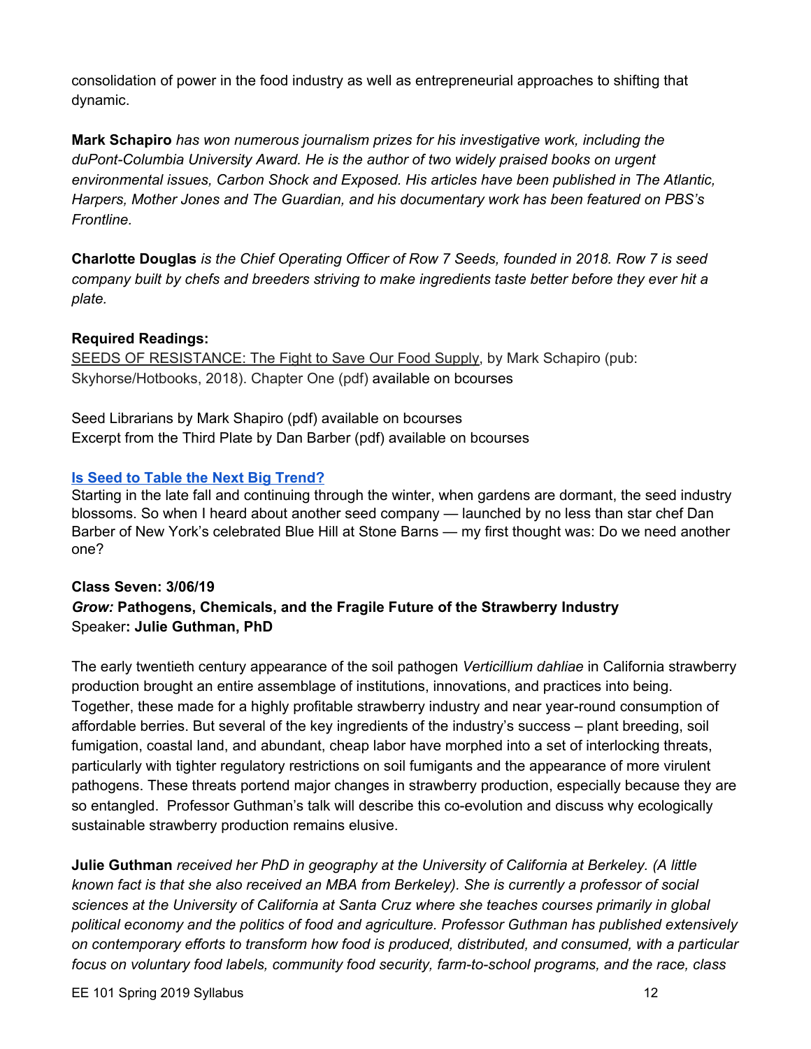consolidation of power in the food industry as well as entrepreneurial approaches to shifting that dynamic.

**Mark Schapiro** *has won numerous journalism prizes for his investigative work, including the duPont-Columbia University Award. He is the author of two widely praised books on urgent environmental issues, Carbon Shock and Exposed. His articles have been published in The Atlantic, Harpers, Mother Jones and The Guardian, and his documentary work has been featured on PBS's Frontline.*

**Charlotte Douglas** *is the Chief Operating Officer of Row 7 Seeds, founded in 2018. Row 7 is seed company built by chefs and breeders striving to make ingredients taste better before they ever hit a plate.*

**Required Readings:**

SEEDS OF RESISTANCE: The Fight to Save Our Food Supply, by Mark Schapiro (pub: Skyhorse/Hotbooks, 2018). Chapter One (pdf) available on bcourses

Seed Librarians by Mark Shapiro (pdf) available on bcourses
Excerpt from the Third Plate by Dan Barber (pdf) available on bcourses

**Is Seed to Table the Next Big Trend?**
Starting in the late fall and continuing through the winter, when gardens are dormant, the seed industry blossoms. So when I heard about another seed company — launched by no less than star chef Dan Barber of New York's celebrated Blue Hill at Stone Barns — my first thought was: Do we need another one?

**Class Seven: 3/06/19**
***Grow:* Pathogens, Chemicals, and the Fragile Future of the Strawberry Industry**
Speaker**: Julie Guthman, PhD**

The early twentieth century appearance of the soil pathogen *Verticillium dahliae* in California strawberry production brought an entire assemblage of institutions, innovations, and practices into being. Together, these made for a highly profitable strawberry industry and near year-round consumption of affordable berries. But several of the key ingredients of the industry's success – plant breeding, soil fumigation, coastal land, and abundant, cheap labor have morphed into a set of interlocking threats, particularly with tighter regulatory restrictions on soil fumigants and the appearance of more virulent pathogens. These threats portend major changes in strawberry production, especially because they are so entangled. Professor Guthman's talk will describe this co-evolution and discuss why ecologically sustainable strawberry production remains elusive.

**Julie Guthman** *received her PhD in geography at the University of California at Berkeley. (A little known fact is that she also received an MBA from Berkeley). She is currently a professor of social sciences at the University of California at Santa Cruz where she teaches courses primarily in global political economy and the politics of food and agriculture. Professor Guthman has published extensively on contemporary efforts to transform how food is produced, distributed, and consumed, with a particular focus on voluntary food labels, community food security, farm-to-school programs, and the race, class*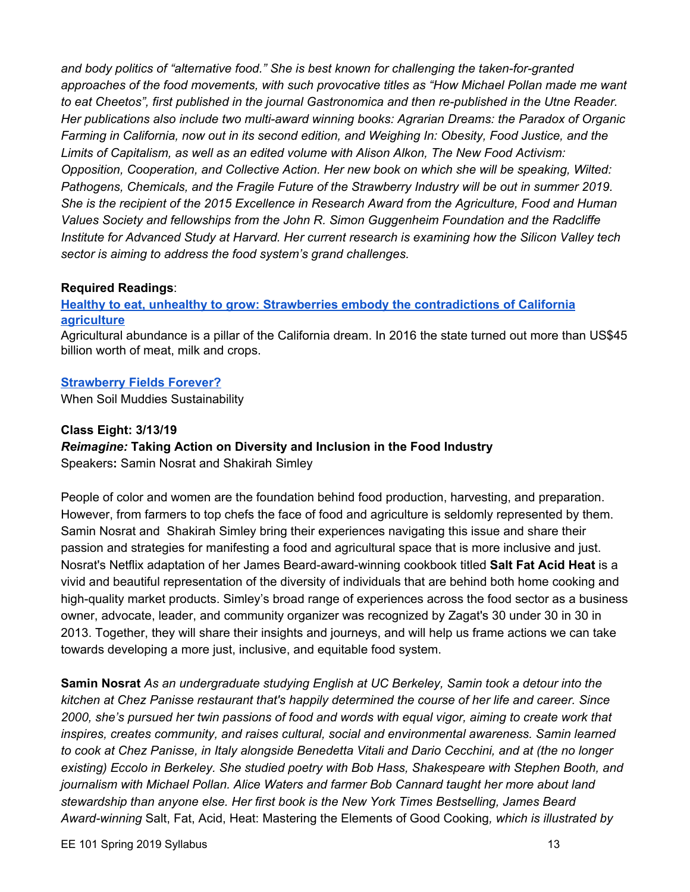*and body politics of "alternative food." She is best known for challenging the taken-for-granted approaches of the food movements, with such provocative titles as "How Michael Pollan made me want to eat Cheetos", first published in the journal Gastronomica and then re-published in the Utne Reader. Her publications also include two multi-award winning books: Agrarian Dreams: the Paradox of Organic Farming in California, now out in its second edition, and Weighing In: Obesity, Food Justice, and the Limits of Capitalism, as well as an edited volume with Alison Alkon, The New Food Activism: Opposition, Cooperation, and Collective Action. Her new book on which she will be speaking, Wilted: Pathogens, Chemicals, and the Fragile Future of the Strawberry Industry will be out in summer 2019. She is the recipient of the 2015 Excellence in Research Award from the Agriculture, Food and Human Values Society and fellowships from the John R. Simon Guggenheim Foundation and the Radcliffe Institute for Advanced Study at Harvard. Her current research is examining how the Silicon Valley tech sector is aiming to address the food system's grand challenges.*

**Required Readings**:

**Healthy to eat, unhealthy to grow: Strawberries embody the contradictions of California agriculture**

Agricultural abundance is a pillar of the California dream. In 2016 the state turned out more than US$45 billion worth of meat, milk and crops.

**Strawberry Fields Forever?**

When Soil Muddies Sustainability

**Class Eight: 3/13/19**

***Reimagine:* Taking Action on Diversity and Inclusion in the Food Industry**

Speakers**:** Samin Nosrat and Shakirah Simley

People of color and women are the foundation behind food production, harvesting, and preparation. However, from farmers to top chefs the face of food and agriculture is seldomly represented by them. Samin Nosrat and Shakirah Simley bring their experiences navigating this issue and share their passion and strategies for manifesting a food and agricultural space that is more inclusive and just. Nosrat's Netflix adaptation of her James Beard-award-winning cookbook titled **Salt Fat Acid Heat** is a vivid and beautiful representation of the diversity of individuals that are behind both home cooking and high-quality market products. Simley's broad range of experiences across the food sector as a business owner, advocate, leader, and community organizer was recognized by Zagat's 30 under 30 in 30 in 2013. Together, they will share their insights and journeys, and will help us frame actions we can take towards developing a more just, inclusive, and equitable food system.

**Samin Nosrat** *As an undergraduate studying English at UC Berkeley, Samin took a detour into the kitchen at Chez Panisse restaurant that's happily determined the course of her life and career. Since 2000, she's pursued her twin passions of food and words with equal vigor, aiming to create work that inspires, creates community, and raises cultural, social and environmental awareness. Samin learned to cook at Chez Panisse, in Italy alongside Benedetta Vitali and Dario Cecchini, and at (the no longer existing) Eccolo in Berkeley. She studied poetry with Bob Hass, Shakespeare with Stephen Booth, and journalism with Michael Pollan. Alice Waters and farmer Bob Cannard taught her more about land stewardship than anyone else. Her first book is the New York Times Bestselling, James Beard Award-winning* Salt, Fat, Acid, Heat: Mastering the Elements of Good Cooking*, which is illustrated by*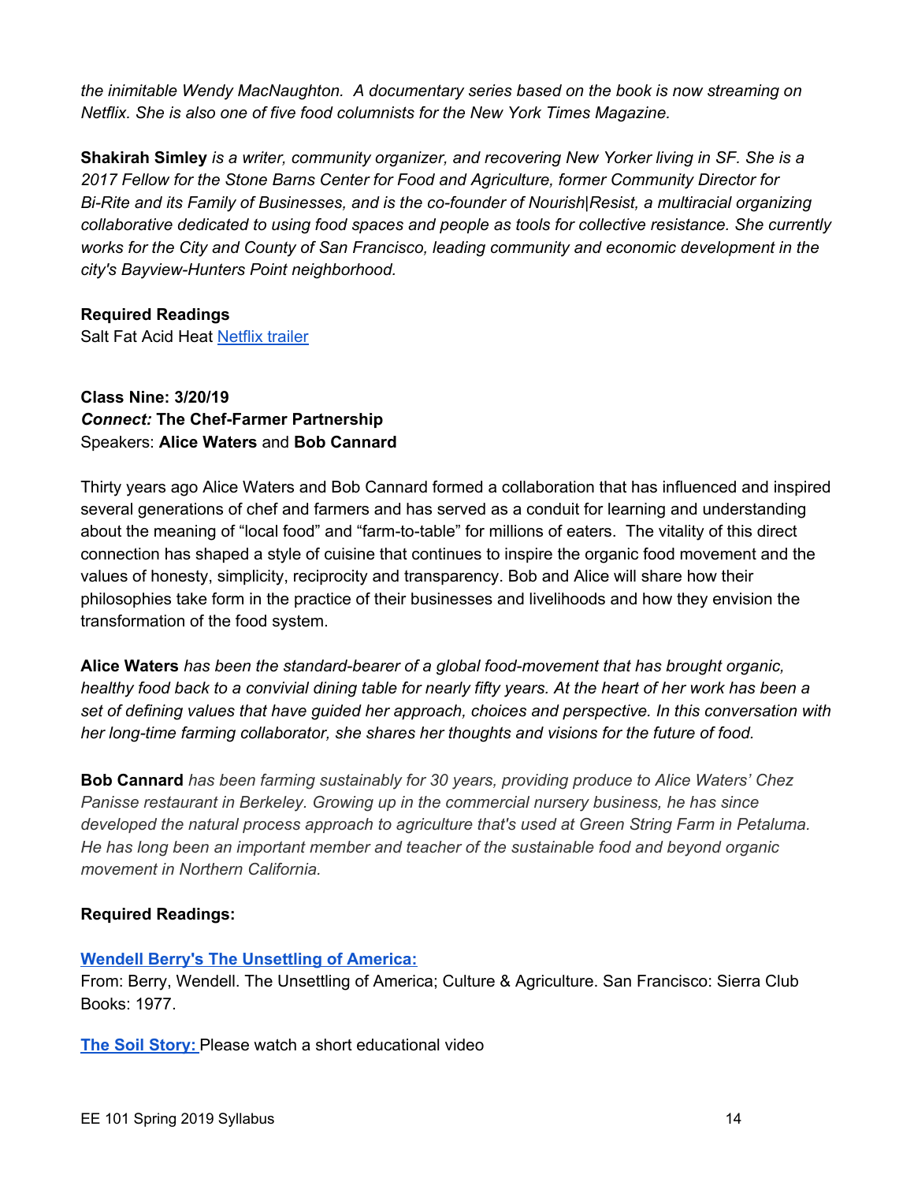*the inimitable Wendy MacNaughton. A documentary series based on the book is now streaming on Netflix. She is also one of five food columnists for the New York Times Magazine.*

**Shakirah Simley** *is a writer, community organizer, and recovering New Yorker living in SF. She is a 2017 Fellow for the Stone Barns Center for Food and Agriculture, former Community Director for Bi-Rite and its Family of Businesses, and is the co-founder of Nourish|Resist, a multiracial organizing collaborative dedicated to using food spaces and people as tools for collective resistance. She currently works for the City and County of San Francisco, leading community and economic development in the city's Bayview-Hunters Point neighborhood.*

**Required Readings**

Salt Fat Acid Heat [Netflix trailer]

**Class Nine: 3/20/19**

***Connect:* The Chef-Farmer Partnership**

Speakers: **Alice Waters** and **Bob Cannard**

Thirty years ago Alice Waters and Bob Cannard formed a collaboration that has influenced and inspired several generations of chef and farmers and has served as a conduit for learning and understanding about the meaning of “local food” and “farm-to-table” for millions of eaters. The vitality of this direct connection has shaped a style of cuisine that continues to inspire the organic food movement and the values of honesty, simplicity, reciprocity and transparency. Bob and Alice will share how their philosophies take form in the practice of their businesses and livelihoods and how they envision the transformation of the food system.

**Alice Waters** *has been the standard-bearer of a global food-movement that has brought organic, healthy food back to a convivial dining table for nearly fifty years. At the heart of her work has been a set of defining values that have guided her approach, choices and perspective. In this conversation with her long-time farming collaborator, she shares her thoughts and visions for the future of food.*

**Bob Cannard** *has been farming sustainably for 30 years, providing produce to Alice Waters' Chez Panisse restaurant in Berkeley. Growing up in the commercial nursery business, he has since developed the natural process approach to agriculture that's used at Green String Farm in Petaluma. He has long been an important member and teacher of the sustainable food and beyond organic movement in Northern California.*

**Required Readings:**

**[Wendell Berry's The Unsettling of America:]**

From: Berry, Wendell. The Unsettling of America; Culture & Agriculture. San Francisco: Sierra Club Books: 1977.

**[The Soil Story:]** Please watch a short educational video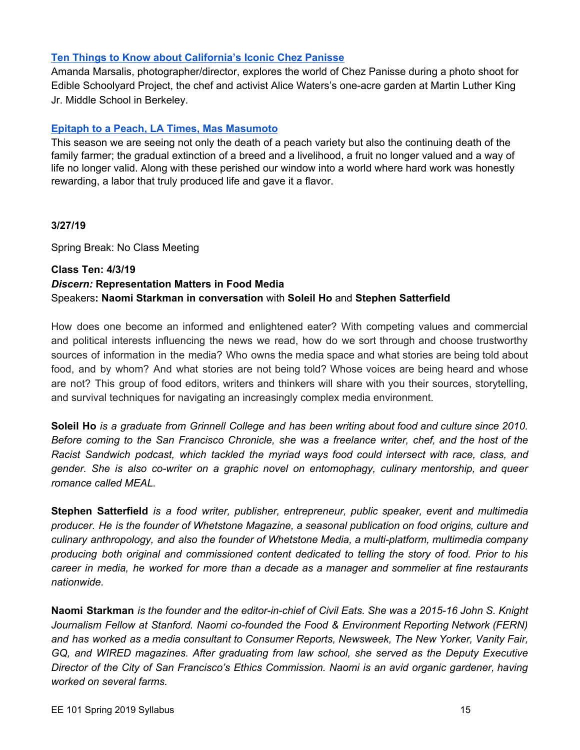[Ten Things to Know about California's Iconic Chez Panisse]

Amanda Marsalis, photographer/director, explores the world of Chez Panisse during a photo shoot for Edible Schoolyard Project, the chef and activist Alice Waters's one-acre garden at Martin Luther King Jr. Middle School in Berkeley.

[Epitaph to a Peach, LA Times, Mas Masumoto]

This season we are seeing not only the death of a peach variety but also the continuing death of the family farmer; the gradual extinction of a breed and a livelihood, a fruit no longer valued and a way of life no longer valid. Along with these perished our window into a world where hard work was honestly rewarding, a labor that truly produced life and gave it a flavor.

**3/27/19**

Spring Break: No Class Meeting

**Class Ten: 4/3/19**
***Discern:* Representation Matters in Food Media**
Speakers**: Naomi Starkman in conversation** with **Soleil Ho** and **Stephen Satterfield**

How does one become an informed and enlightened eater? With competing values and commercial and political interests influencing the news we read, how do we sort through and choose trustworthy sources of information in the media? Who owns the media space and what stories are being told about food, and by whom? And what stories are not being told? Whose voices are being heard and whose are not? This group of food editors, writers and thinkers will share with you their sources, storytelling, and survival techniques for navigating an increasingly complex media environment.

**Soleil Ho** *is a graduate from Grinnell College and has been writing about food and culture since 2010. Before coming to the San Francisco Chronicle, she was a freelance writer, chef, and the host of the Racist Sandwich podcast, which tackled the myriad ways food could intersect with race, class, and gender. She is also co-writer on a graphic novel on entomophagy, culinary mentorship, and queer romance called MEAL.*

**Stephen Satterfield** *is a food writer, publisher, entrepreneur, public speaker, event and multimedia producer. He is the founder of Whetstone Magazine, a seasonal publication on food origins, culture and culinary anthropology, and also the founder of Whetstone Media, a multi-platform, multimedia company producing both original and commissioned content dedicated to telling the story of food. Prior to his career in media, he worked for more than a decade as a manager and sommelier at fine restaurants nationwide.*

**Naomi Starkman** *is the founder and the editor-in-chief of Civil Eats. She was a 2015-16 John S. Knight Journalism Fellow at Stanford. Naomi co-founded the Food & Environment Reporting Network (FERN) and has worked as a media consultant to Consumer Reports, Newsweek, The New Yorker, Vanity Fair, GQ, and WIRED magazines. After graduating from law school, she served as the Deputy Executive Director of the City of San Francisco's Ethics Commission. Naomi is an avid organic gardener, having worked on several farms.*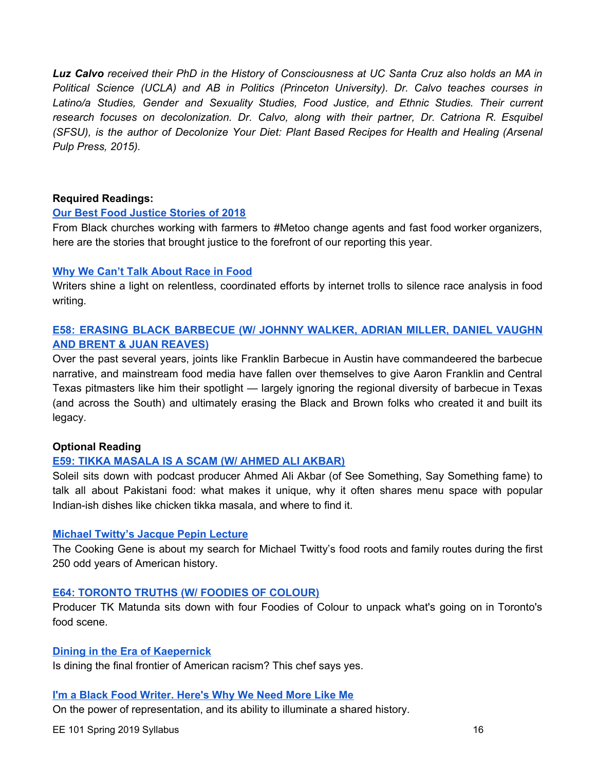***Luz Calvo*** *received their PhD in the History of Consciousness at UC Santa Cruz also holds an MA in Political Science (UCLA) and AB in Politics (Princeton University). Dr. Calvo teaches courses in Latino/a Studies, Gender and Sexuality Studies, Food Justice, and Ethnic Studies. Their current research focuses on decolonization. Dr. Calvo, along with their partner, Dr. Catriona R. Esquibel (SFSU), is the author of Decolonize Your Diet: Plant Based Recipes for Health and Healing (Arsenal Pulp Press, 2015).*

**Required Readings:**

**Our Best Food Justice Stories of 2018**

From Black churches working with farmers to #Metoo change agents and fast food worker organizers, here are the stories that brought justice to the forefront of our reporting this year.

**Why We Can't Talk About Race in Food**

Writers shine a light on relentless, coordinated efforts by internet trolls to silence race analysis in food writing.

**E58: ERASING BLACK BARBECUE (W/ JOHNNY WALKER, ADRIAN MILLER, DANIEL VAUGHN AND BRENT & JUAN REAVES)**

Over the past several years, joints like Franklin Barbecue in Austin have commandeered the barbecue narrative, and mainstream food media have fallen over themselves to give Aaron Franklin and Central Texas pitmasters like him their spotlight — largely ignoring the regional diversity of barbecue in Texas (and across the South) and ultimately erasing the Black and Brown folks who created it and built its legacy.

**Optional Reading**

**E59: TIKKA MASALA IS A SCAM (W/ AHMED ALI AKBAR)**

Soleil sits down with podcast producer Ahmed Ali Akbar (of See Something, Say Something fame) to talk all about Pakistani food: what makes it unique, why it often shares menu space with popular Indian-ish dishes like chicken tikka masala, and where to find it.

**Michael Twitty's Jacque Pepin Lecture**

The Cooking Gene is about my search for Michael Twitty's food roots and family routes during the first 250 odd years of American history.

**E64: TORONTO TRUTHS (W/ FOODIES OF COLOUR)**

Producer TK Matunda sits down with four Foodies of Colour to unpack what's going on in Toronto's food scene.

**Dining in the Era of Kaepernick**

Is dining the final frontier of American racism? This chef says yes.

**I'm a Black Food Writer. Here's Why We Need More Like Me**

On the power of representation, and its ability to illuminate a shared history.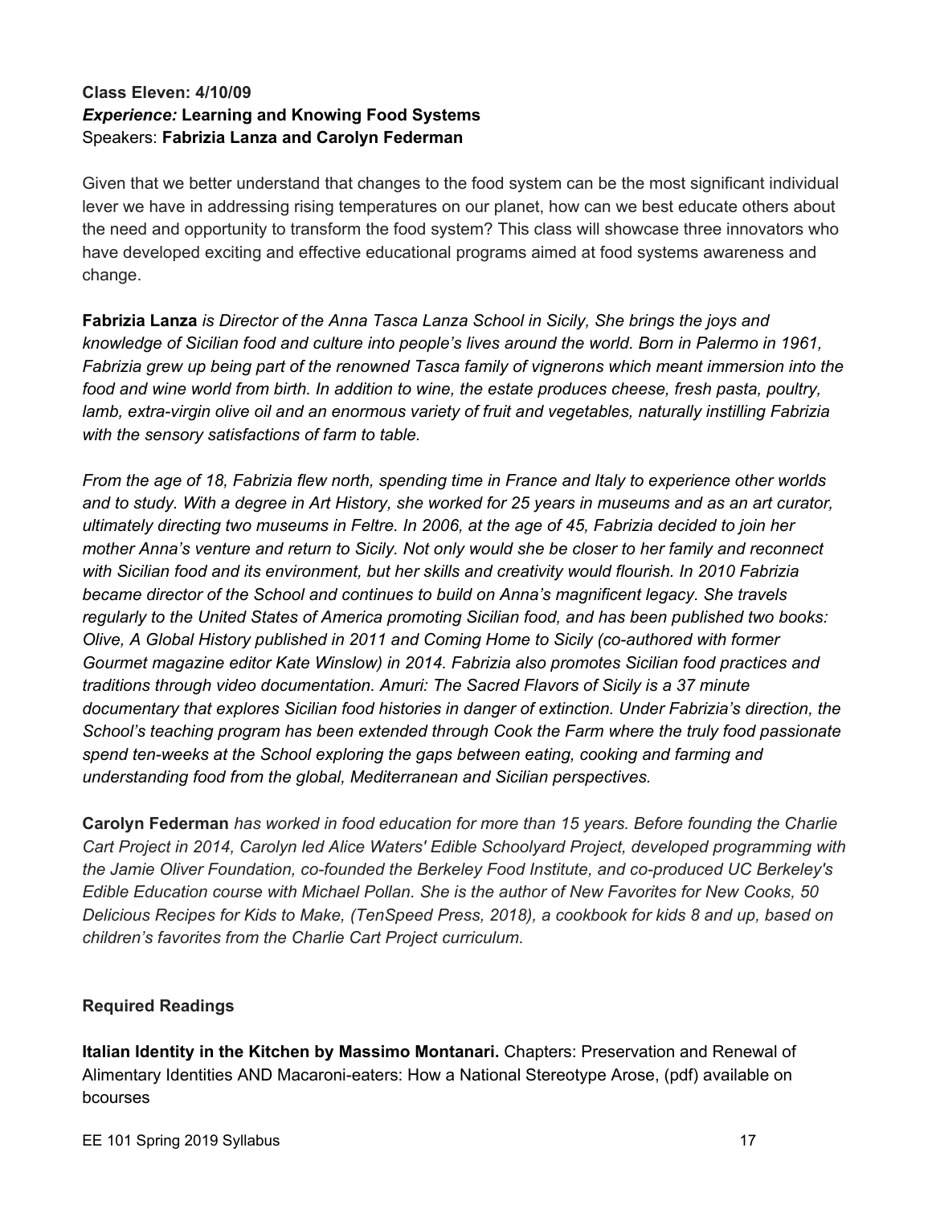**Class Eleven: 4/10/09**
***Experience:* Learning and Knowing Food Systems**
Speakers: **Fabrizia Lanza and Carolyn Federman**

Given that we better understand that changes to the food system can be the most significant individual lever we have in addressing rising temperatures on our planet, how can we best educate others about the need and opportunity to transform the food system? This class will showcase three innovators who have developed exciting and effective educational programs aimed at food systems awareness and change.

**Fabrizia Lanza** *is Director of the Anna Tasca Lanza School in Sicily, She brings the joys and knowledge of Sicilian food and culture into people's lives around the world. Born in Palermo in 1961, Fabrizia grew up being part of the renowned Tasca family of vignerons which meant immersion into the food and wine world from birth. In addition to wine, the estate produces cheese, fresh pasta, poultry, lamb, extra-virgin olive oil and an enormous variety of fruit and vegetables, naturally instilling Fabrizia with the sensory satisfactions of farm to table.*

*From the age of 18, Fabrizia flew north, spending time in France and Italy to experience other worlds and to study. With a degree in Art History, she worked for 25 years in museums and as an art curator, ultimately directing two museums in Feltre. In 2006, at the age of 45, Fabrizia decided to join her mother Anna's venture and return to Sicily. Not only would she be closer to her family and reconnect with Sicilian food and its environment, but her skills and creativity would flourish. In 2010 Fabrizia became director of the School and continues to build on Anna's magnificent legacy. She travels regularly to the United States of America promoting Sicilian food, and has been published two books: Olive, A Global History published in 2011 and Coming Home to Sicily (co-authored with former Gourmet magazine editor Kate Winslow) in 2014. Fabrizia also promotes Sicilian food practices and traditions through video documentation. Amuri: The Sacred Flavors of Sicily is a 37 minute documentary that explores Sicilian food histories in danger of extinction. Under Fabrizia's direction, the School's teaching program has been extended through Cook the Farm where the truly food passionate spend ten-weeks at the School exploring the gaps between eating, cooking and farming and understanding food from the global, Mediterranean and Sicilian perspectives.*

**Carolyn Federman** *has worked in food education for more than 15 years. Before founding the Charlie Cart Project in 2014, Carolyn led Alice Waters' Edible Schoolyard Project, developed programming with the Jamie Oliver Foundation, co-founded the Berkeley Food Institute, and co-produced UC Berkeley's Edible Education course with Michael Pollan. She is the author of New Favorites for New Cooks, 50 Delicious Recipes for Kids to Make, (TenSpeed Press, 2018), a cookbook for kids 8 and up, based on children's favorites from the Charlie Cart Project curriculum.*

**Required Readings**

**Italian Identity in the Kitchen by Massimo Montanari.** Chapters: Preservation and Renewal of Alimentary Identities AND Macaroni-eaters: How a National Stereotype Arose, (pdf) available on bcourses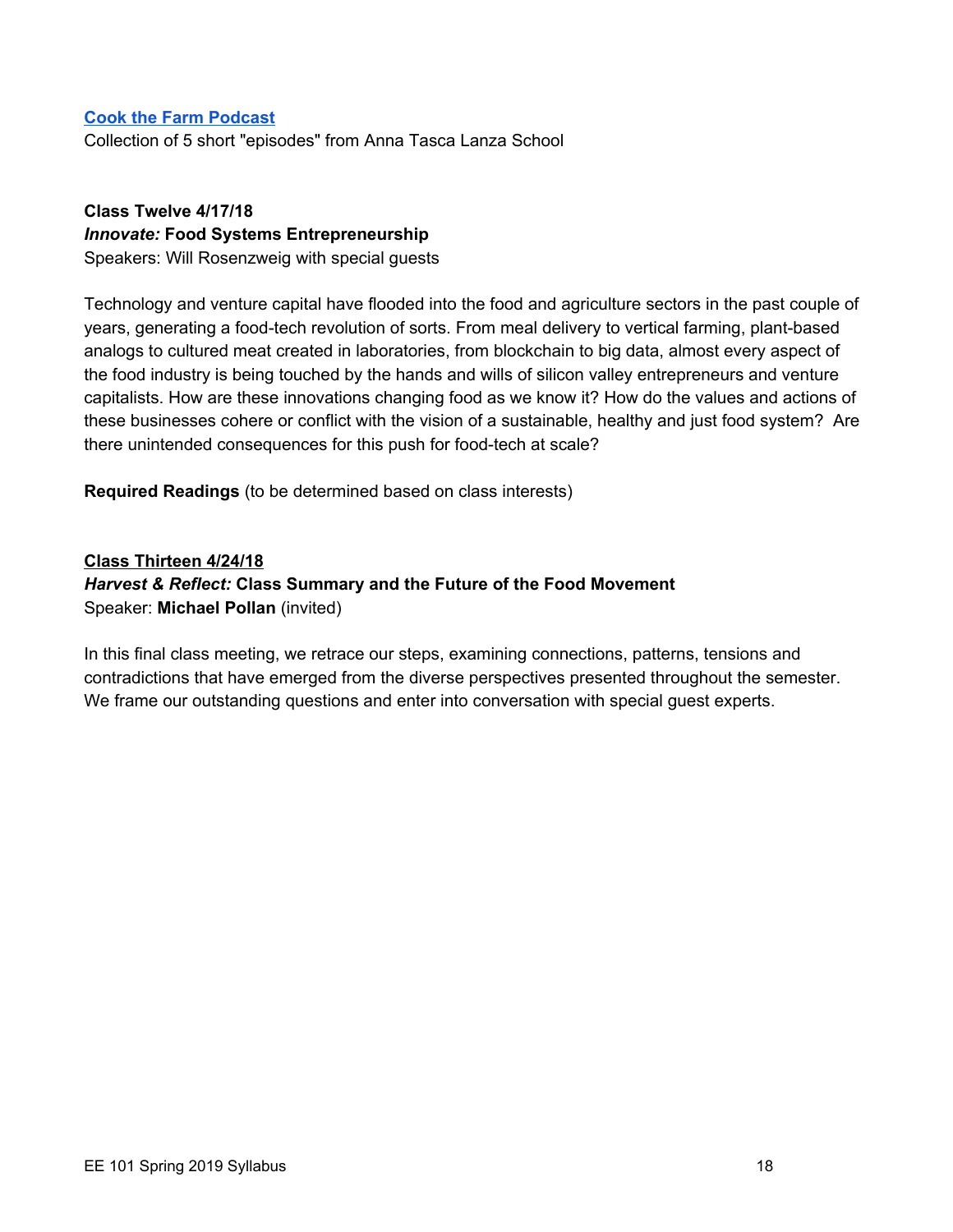**Cook the Farm Podcast**
Collection of 5 short "episodes" from Anna Tasca Lanza School

**Class Twelve 4/17/18**
***Innovate:* Food Systems Entrepreneurship**
Speakers: Will Rosenzweig with special guests

Technology and venture capital have flooded into the food and agriculture sectors in the past couple of years, generating a food-tech revolution of sorts. From meal delivery to vertical farming, plant-based analogs to cultured meat created in laboratories, from blockchain to big data, almost every aspect of the food industry is being touched by the hands and wills of silicon valley entrepreneurs and venture capitalists. How are these innovations changing food as we know it? How do the values and actions of these businesses cohere or conflict with the vision of a sustainable, healthy and just food system? Are there unintended consequences for this push for food-tech at scale?

**Required Readings** (to be determined based on class interests)

**Class Thirteen 4/24/18**
***Harvest & Reflect:* Class Summary and the Future of the Food Movement**
Speaker: **Michael Pollan** (invited)

In this final class meeting, we retrace our steps, examining connections, patterns, tensions and contradictions that have emerged from the diverse perspectives presented throughout the semester. We frame our outstanding questions and enter into conversation with special guest experts.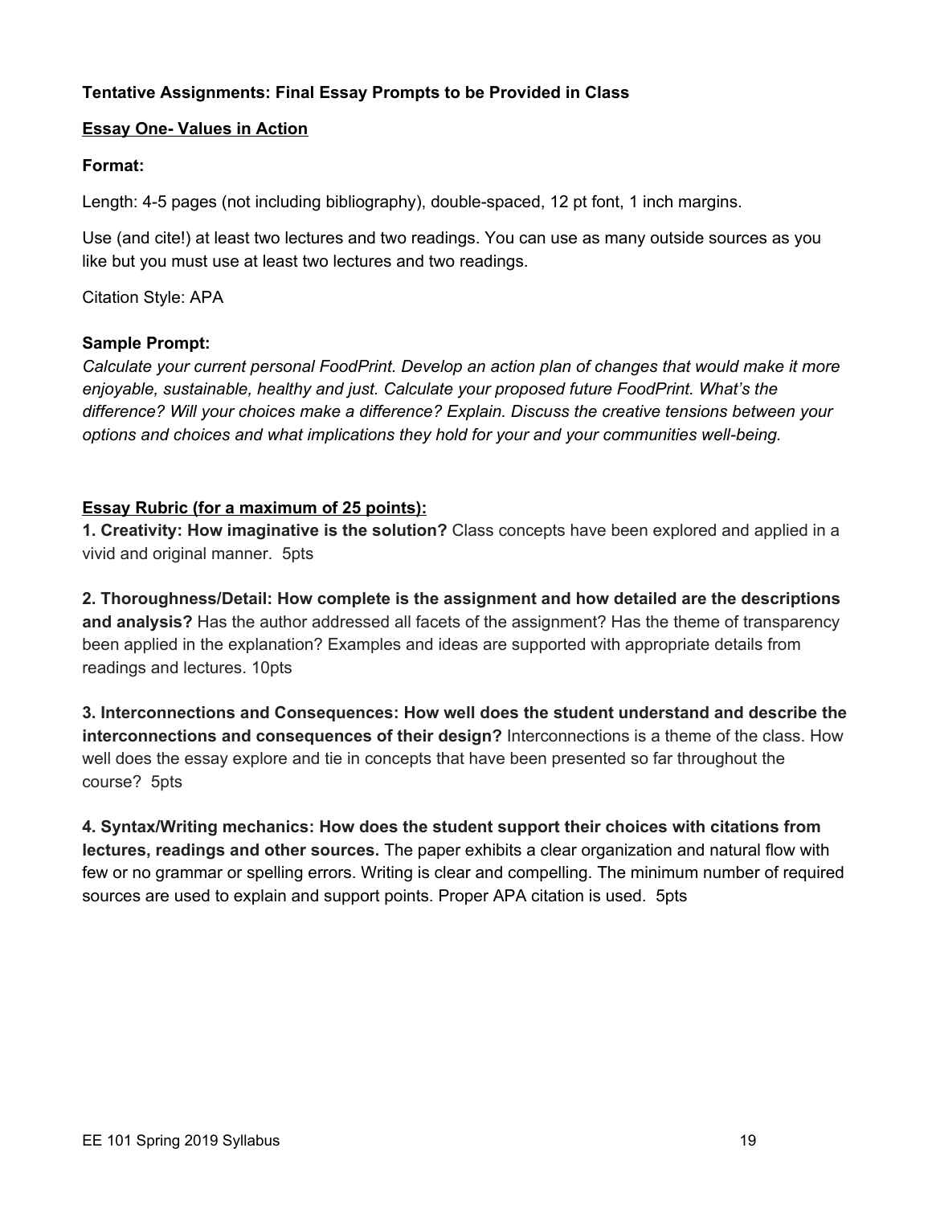**Tentative Assignments: Final Essay Prompts to be Provided in Class**

## Essay One- Values in Action

**Format:**

Length: 4-5 pages (not including bibliography), double-spaced, 12 pt font, 1 inch margins.

Use (and cite!) at least two lectures and two readings. You can use as many outside sources as you like but you must use at least two lectures and two readings.

Citation Style: APA

**Sample Prompt:**

*Calculate your current personal FoodPrint. Develop an action plan of changes that would make it more enjoyable, sustainable, healthy and just. Calculate your proposed future FoodPrint. What's the difference? Will your choices make a difference? Explain. Discuss the creative tensions between your options and choices and what implications they hold for your and your communities well-being.*

**Essay Rubric (for a maximum of 25 points):**

**1. Creativity: How imaginative is the solution?** Class concepts have been explored and applied in a vivid and original manner. 5pts

**2. Thoroughness/Detail: How complete is the assignment and how detailed are the descriptions and analysis?** Has the author addressed all facets of the assignment? Has the theme of transparency been applied in the explanation? Examples and ideas are supported with appropriate details from readings and lectures. 10pts

**3. Interconnections and Consequences: How well does the student understand and describe the interconnections and consequences of their design?** Interconnections is a theme of the class. How well does the essay explore and tie in concepts that have been presented so far throughout the course? 5pts

**4. Syntax/Writing mechanics: How does the student support their choices with citations from lectures, readings and other sources.** The paper exhibits a clear organization and natural flow with few or no grammar or spelling errors. Writing is clear and compelling. The minimum number of required sources are used to explain and support points. Proper APA citation is used. 5pts